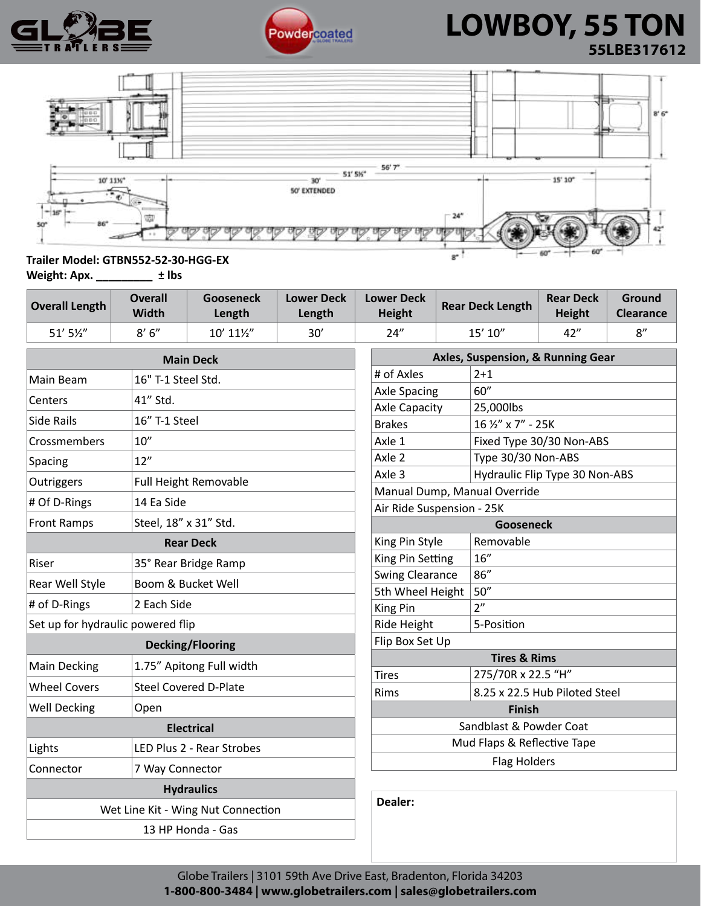# LOWBOY, 55 TON

## 55LBE317612

**Trailer Model: GTBN552-52-30-HGG-EX**

**Weight: Apx. _________ ± lbs**

| Overall Length | Overall Width | Gooseneck Length | Lower Deck Length | Lower Deck Height | Rear Deck Length | Rear Deck Height | Ground Clearance |
|---|---|---|---|---|---|---|---|
| 51' 5½" | 8' 6" | 10' 11½" | 30' | 24" | 15' 10" | 42" | 8" |

| Main Deck | |
|---|---|
| Main Beam | 16" T-1 Steel Std. |
| Centers | 41" Std. |
| Side Rails | 16" T-1 Steel |
| Crossmembers | 10" |
| Spacing | 12" |
| Outriggers | Full Height Removable |
| # Of D-Rings | 14 Ea Side |
| Front Ramps | Steel, 18" x 31" Std. |
| **Rear Deck** | |
| Riser | 35° Rear Bridge Ramp |
| Rear Well Style | Boom & Bucket Well |
| # of D-Rings | 2 Each Side |
| Set up for hydraulic powered flip | |
| **Decking/Flooring** | |
| Main Decking | 1.75" Apitong Full width |
| Wheel Covers | Steel Covered D-Plate |
| Well Decking | Open |
| **Electrical** | |
| Lights | LED Plus 2 - Rear Strobes |
| Connector | 7 Way Connector |
| **Hydraulics** | |
| Wet Line Kit - Wing Nut Connection | |
| 13 HP Honda - Gas | |

| Axles, Suspension, & Running Gear | |
|---|---|
| # of Axles | 2+1 |
| Axle Spacing | 60" |
| Axle Capacity | 25,000lbs |
| Brakes | 16 ½" x 7" - 25K |
| Axle 1 | Fixed Type 30/30 Non-ABS |
| Axle 2 | Type 30/30 Non-ABS |
| Axle 3 | Hydraulic Flip Type 30 Non-ABS |
| Manual Dump, Manual Override | |
| Air Ride Suspension - 25K | |
| **Gooseneck** | |
| King Pin Style | Removable |
| King Pin Setting | 16" |
| Swing Clearance | 86" |
| 5th Wheel Height | 50" |
| King Pin | 2" |
| Ride Height | 5-Position |
| Flip Box Set Up | |
| **Tires & Rims** | |
| Tires | 275/70R x 22.5 "H" |
| Rims | 8.25 x 22.5 Hub Piloted Steel |
| **Finish** | |
| Sandblast & Powder Coat | |
| Mud Flaps & Reflective Tape | |
| Flag Holders | |

**Dealer:**

Globe Trailers | 3101 59th Ave Drive East, Bradenton, Florida 34203

**1-800-800-3484 | www.globetrailers.com | sales@globetrailers.com**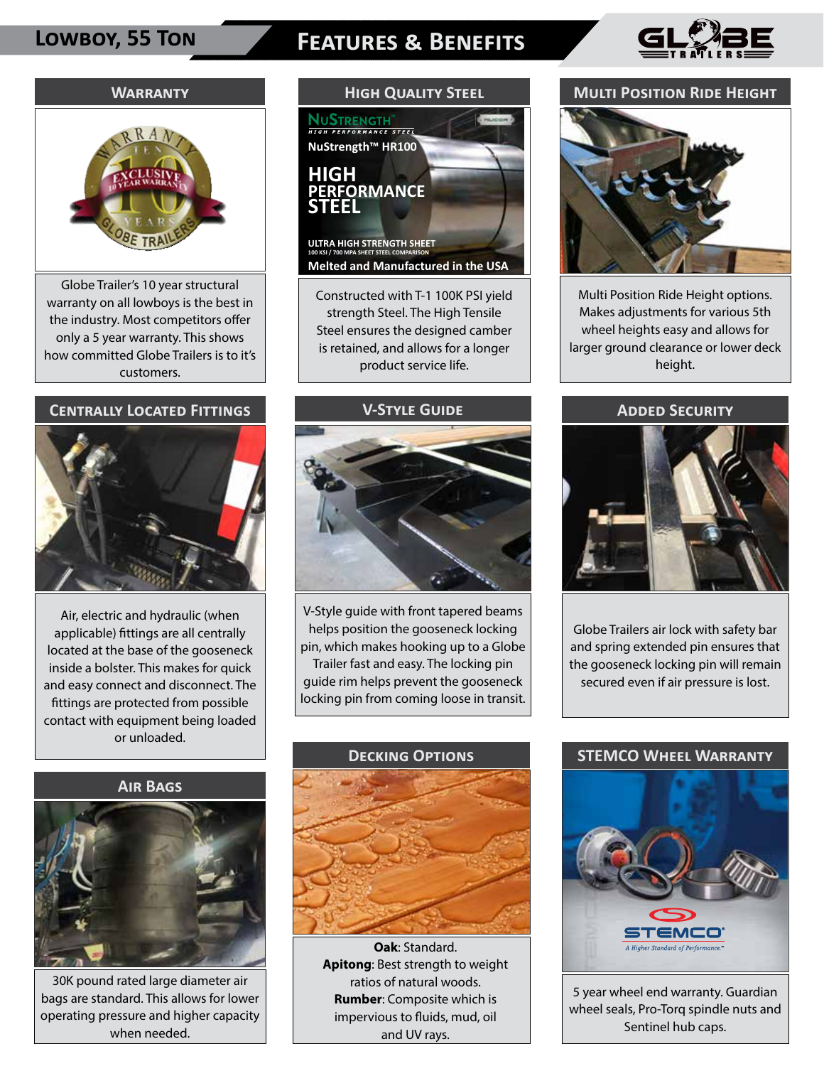# Lowboy, 55 Ton

# Features & Benefits

## Warranty

Globe Trailer's 10 year structural warranty on all lowboys is the best in the industry. Most competitors offer only a 5 year warranty. This shows how committed Globe Trailers is to it's customers.

## Centrally Located Fittings

Air, electric and hydraulic (when applicable) fittings are all centrally located at the base of the gooseneck inside a bolster. This makes for quick and easy connect and disconnect. The fittings are protected from possible contact with equipment being loaded or unloaded.

## Air Bags

30K pound rated large diameter air bags are standard. This allows for lower operating pressure and higher capacity when needed.

## High Quality Steel

Constructed with T-1 100K PSI yield strength Steel. The High Tensile Steel ensures the designed camber is retained, and allows for a longer product service life.

## V-Style Guide

V-Style guide with front tapered beams helps position the gooseneck locking pin, which makes hooking up to a Globe Trailer fast and easy. The locking pin guide rim helps prevent the gooseneck locking pin from coming loose in transit.

## Decking Options

**Oak**: Standard.
**Apitong**: Best strength to weight ratios of natural woods.
**Rubber**: Composite which is impervious to fluids, mud, oil and UV rays.

## Multi Position Ride Height

Multi Position Ride Height options. Makes adjustments for various 5th wheel heights easy and allows for larger ground clearance or lower deck height.

## Added Security

Globe Trailers air lock with safety bar and spring extended pin ensures that the gooseneck locking pin will remain secured even if air pressure is lost.

## STEMCO Wheel Warranty

5 year wheel end warranty. Guardian wheel seals, Pro-Torq spindle nuts and Sentinel hub caps.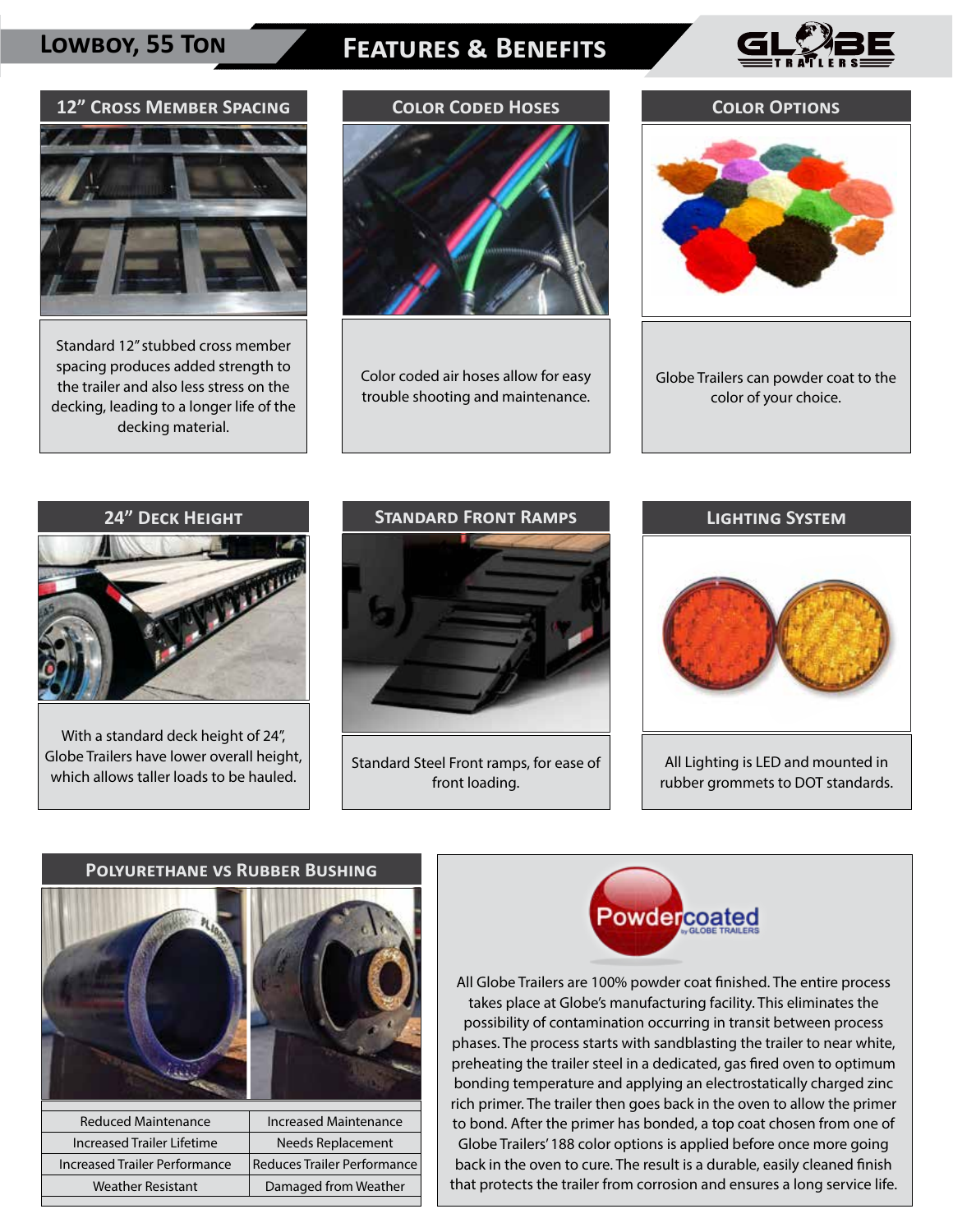# Lowboy, 55 Ton

# Features & Benefits

## 12" Cross Member Spacing

Standard 12" stubbed cross member spacing produces added strength to the trailer and also less stress on the decking, leading to a longer life of the decking material.

## Color Coded Hoses

Color coded air hoses allow for easy trouble shooting and maintenance.

## Color Options

Globe Trailers can powder coat to the color of your choice.

## 24" Deck Height

With a standard deck height of 24", Globe Trailers have lower overall height, which allows taller loads to be hauled.

## Standard Front Ramps

Standard Steel Front ramps, for ease of front loading.

## Lighting System

All Lighting is LED and mounted in rubber grommets to DOT standards.

## Polyurethane vs Rubber Bushing

| | |
|---|---|
| Reduced Maintenance | Increased Maintenance |
| Increased Trailer Lifetime | Needs Replacement |
| Increased Trailer Performance | Reduces Trailer Performance |
| Weather Resistant | Damaged from Weather |

## Powdercoated by Globe Trailers

All Globe Trailers are 100% powder coat finished. The entire process takes place at Globe's manufacturing facility. This eliminates the possibility of contamination occurring in transit between process phases. The process starts with sandblasting the trailer to near white, preheating the trailer steel in a dedicated, gas fired oven to optimum bonding temperature and applying an electrostatically charged zinc rich primer. The trailer then goes back in the oven to allow the primer to bond. After the primer has bonded, a top coat chosen from one of Globe Trailers' 188 color options is applied before once more going back in the oven to cure. The result is a durable, easily cleaned finish that protects the trailer from corrosion and ensures a long service life.